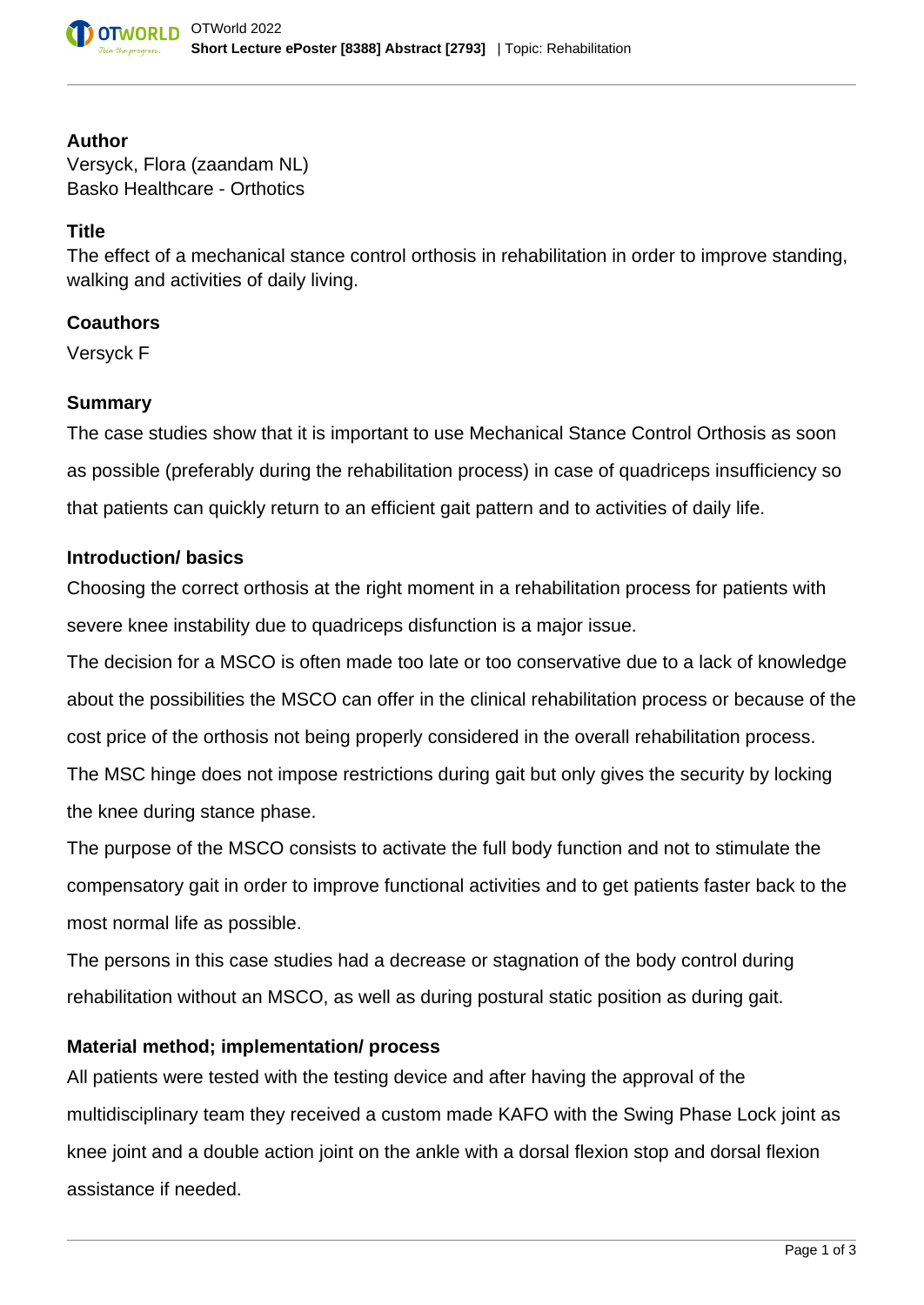## Author

Versyck, Flora (zaandam NL)
Basko Healthcare - Orthotics

## Title

The effect of a mechanical stance control orthosis in rehabilitation in order to improve standing, walking and activities of daily living.

## Coauthors

Versyck F

## Summary

The case studies show that it is important to use Mechanical Stance Control Orthosis as soon as possible (preferably during the rehabilitation process) in case of quadriceps insufficiency so that patients can quickly return to an efficient gait pattern and to activities of daily life.

## Introduction/ basics

Choosing the correct orthosis at the right moment in a rehabilitation process for patients with severe knee instability due to quadriceps disfunction is a major issue.

The decision for a MSCO is often made too late or too conservative due to a lack of knowledge about the possibilities the MSCO can offer in the clinical rehabilitation process or because of the cost price of the orthosis not being properly considered in the overall rehabilitation process.

The MSC hinge does not impose restrictions during gait but only gives the security by locking the knee during stance phase.

The purpose of the MSCO consists to activate the full body function and not to stimulate the compensatory gait in order to improve functional activities and to get patients faster back to the most normal life as possible.

The persons in this case studies had a decrease or stagnation of the body control during rehabilitation without an MSCO, as well as during postural static position as during gait.

## Material method; implementation/ process

All patients were tested with the testing device and after having the approval of the multidisciplinary team they received a custom made KAFO with the Swing Phase Lock joint as knee joint and a double action joint on the ankle with a dorsal flexion stop and dorsal flexion assistance if needed.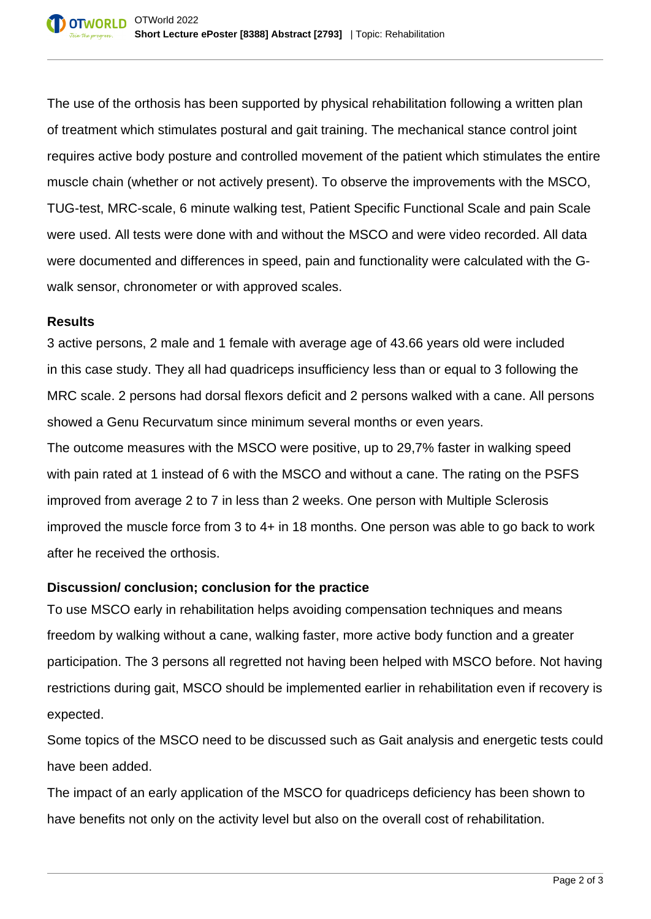The use of the orthosis has been supported by physical rehabilitation following a written plan of treatment which stimulates postural and gait training. The mechanical stance control joint requires active body posture and controlled movement of the patient which stimulates the entire muscle chain (whether or not actively present). To observe the improvements with the MSCO, TUG-test, MRC-scale, 6 minute walking test, Patient Specific Functional Scale and pain Scale were used. All tests were done with and without the MSCO and were video recorded. All data were documented and differences in speed, pain and functionality were calculated with the G-walk sensor, chronometer or with approved scales.

**Results**

3 active persons, 2 male and 1 female with average age of 43.66 years old were included in this case study. They all had quadriceps insufficiency less than or equal to 3 following the MRC scale. 2 persons had dorsal flexors deficit and 2 persons walked with a cane. All persons showed a Genu Recurvatum since minimum several months or even years.

The outcome measures with the MSCO were positive, up to 29,7% faster in walking speed with pain rated at 1 instead of 6 with the MSCO and without a cane. The rating on the PSFS improved from average 2 to 7 in less than 2 weeks. One person with Multiple Sclerosis improved the muscle force from 3 to 4+ in 18 months. One person was able to go back to work after he received the orthosis.

**Discussion/ conclusion; conclusion for the practice**

To use MSCO early in rehabilitation helps avoiding compensation techniques and means freedom by walking without a cane, walking faster, more active body function and a greater participation. The 3 persons all regretted not having been helped with MSCO before. Not having restrictions during gait, MSCO should be implemented earlier in rehabilitation even if recovery is expected.

Some topics of the MSCO need to be discussed such as Gait analysis and energetic tests could have been added.

The impact of an early application of the MSCO for quadriceps deficiency has been shown to have benefits not only on the activity level but also on the overall cost of rehabilitation.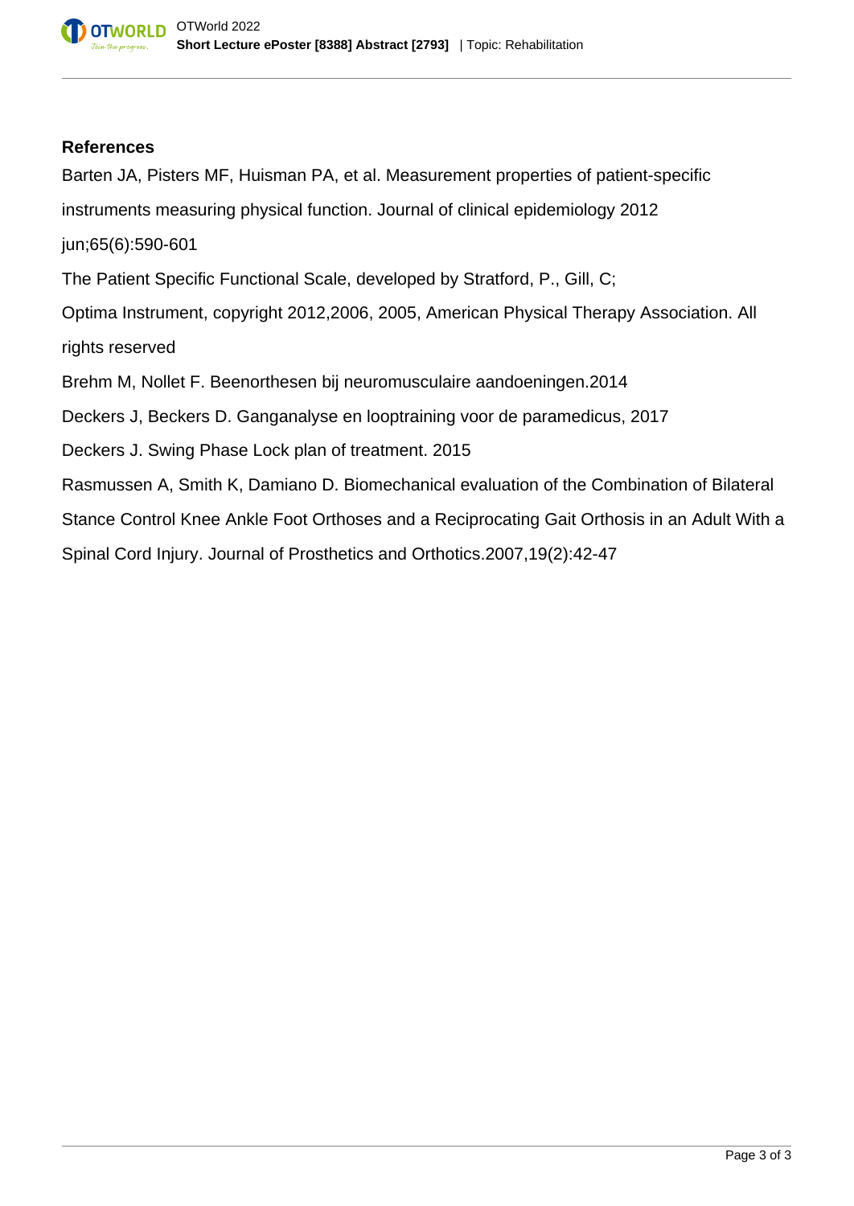## References

Barten JA, Pisters MF, Huisman PA, et al. Measurement properties of patient-specific instruments measuring physical function. Journal of clinical epidemiology 2012 jun;65(6):590-601

The Patient Specific Functional Scale, developed by Stratford, P., Gill, C;

Optima Instrument, copyright 2012,2006, 2005, American Physical Therapy Association. All rights reserved

Brehm M, Nollet F. Beenorthesen bij neuromusculaire aandoeningen.2014

Deckers J, Beckers D. Ganganalyse en looptraining voor de paramedicus, 2017

Deckers J. Swing Phase Lock plan of treatment. 2015

Rasmussen A, Smith K, Damiano D. Biomechanical evaluation of the Combination of Bilateral Stance Control Knee Ankle Foot Orthoses and a Reciprocating Gait Orthosis in an Adult With a Spinal Cord Injury. Journal of Prosthetics and Orthotics.2007,19(2):42-47